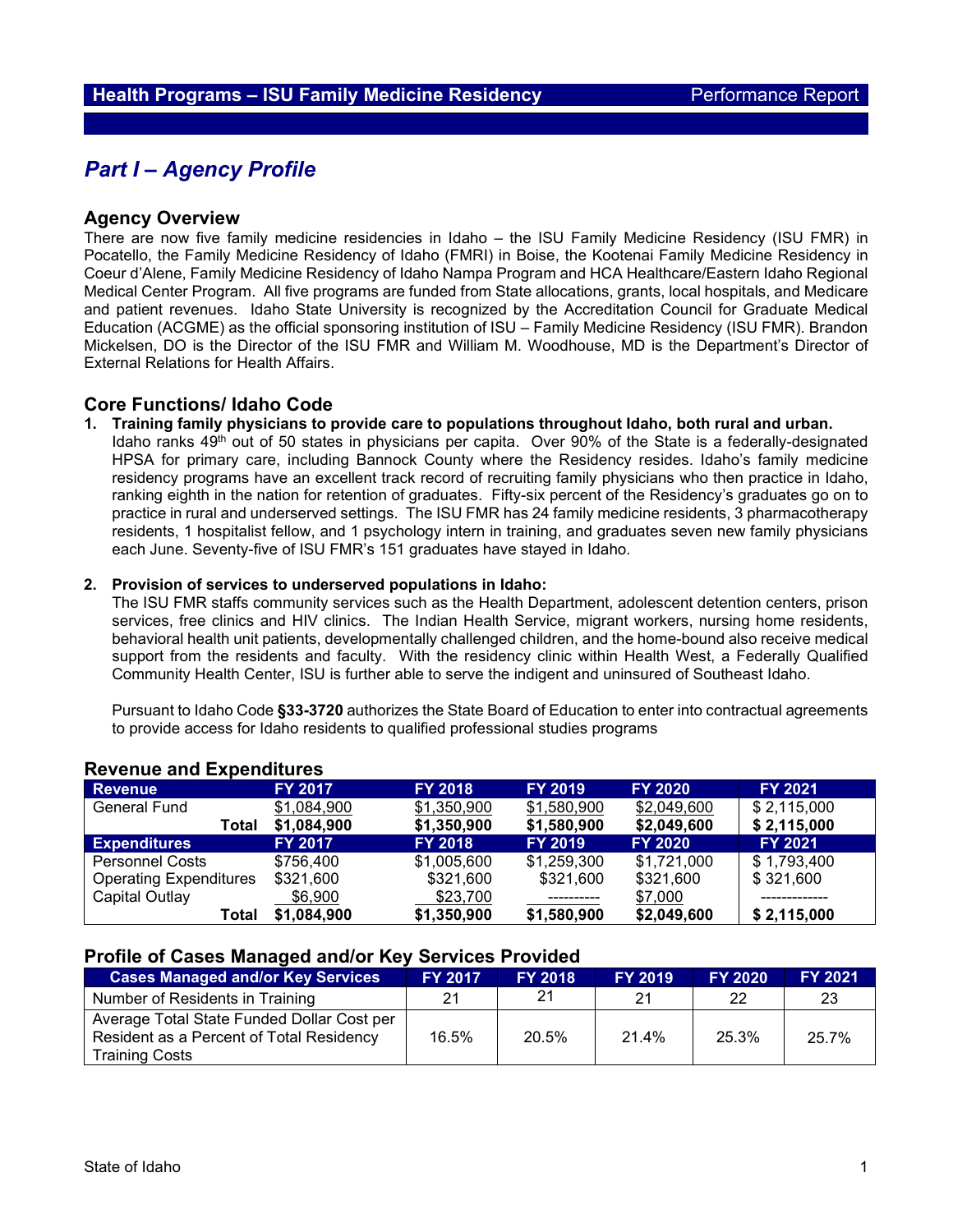**Health Programs – ISU Family Medicine Residency** Performance Report

# *Part I – Agency Profile*

## Agency Overview

There are now five family medicine residencies in Idaho – the ISU Family Medicine Residency (ISU FMR) in Pocatello, the Family Medicine Residency of Idaho (FMRI) in Boise, the Kootenai Family Medicine Residency in Coeur d'Alene, Family Medicine Residency of Idaho Nampa Program and HCA Healthcare/Eastern Idaho Regional Medical Center Program. All five programs are funded from State allocations, grants, local hospitals, and Medicare and patient revenues. Idaho State University is recognized by the Accreditation Council for Graduate Medical Education (ACGME) as the official sponsoring institution of ISU – Family Medicine Residency (ISU FMR). Brandon Mickelsen, DO is the Director of the ISU FMR and William M. Woodhouse, MD is the Department's Director of External Relations for Health Affairs.

## Core Functions/ Idaho Code

1. **Training family physicians to provide care to populations throughout Idaho, both rural and urban.** Idaho ranks 49th out of 50 states in physicians per capita. Over 90% of the State is a federally-designated HPSA for primary care, including Bannock County where the Residency resides. Idaho's family medicine residency programs have an excellent track record of recruiting family physicians who then practice in Idaho, ranking eighth in the nation for retention of graduates. Fifty-six percent of the Residency's graduates go on to practice in rural and underserved settings. The ISU FMR has 24 family medicine residents, 3 pharmacotherapy residents, 1 hospitalist fellow, and 1 psychology intern in training, and graduates seven new family physicians each June. Seventy-five of ISU FMR's 151 graduates have stayed in Idaho.

2. **Provision of services to underserved populations in Idaho:** The ISU FMR staffs community services such as the Health Department, adolescent detention centers, prison services, free clinics and HIV clinics. The Indian Health Service, migrant workers, nursing home residents, behavioral health unit patients, developmentally challenged children, and the home-bound also receive medical support from the residents and faculty. With the residency clinic within Health West, a Federally Qualified Community Health Center, ISU is further able to serve the indigent and uninsured of Southeast Idaho.

   Pursuant to Idaho Code **§33-3720** authorizes the State Board of Education to enter into contractual agreements to provide access for Idaho residents to qualified professional studies programs

## Revenue and Expenditures

| Revenue | FY 2017 | FY 2018 | FY 2019 | FY 2020 | FY 2021 |
|---|---|---|---|---|---|
| General Fund | $1,084,900 | $1,350,900 | $1,580,900 | $2,049,600 | $ 2,115,000 |
| **Total** | **$1,084,900** | **$1,350,900** | **$1,580,900** | **$2,049,600** | **$ 2,115,000** |
| **Expenditures** | **FY 2017** | **FY 2018** | **FY 2019** | **FY 2020** | **FY 2021** |
| Personnel Costs | $756,400 | $1,005,600 | $1,259,300 | $1,721,000 | $ 1,793,400 |
| Operating Expenditures | $321,600 | $321,600 | $321,600 | $321,600 | $ 321,600 |
| Capital Outlay | $6,900 | $23,700 | ---------- | $7,000 | ------------- |
| **Total** | **$1,084,900** | **$1,350,900** | **$1,580,900** | **$2,049,600** | **$ 2,115,000** |

## Profile of Cases Managed and/or Key Services Provided

| Cases Managed and/or Key Services | FY 2017 | FY 2018 | FY 2019 | FY 2020 | FY 2021 |
|---|---|---|---|---|---|
| Number of Residents in Training | 21 | 21 | 21 | 22 | 23 |
| Average Total State Funded Dollar Cost per Resident as a Percent of Total Residency Training Costs | 16.5% | 20.5% | 21.4% | 25.3% | 25.7% |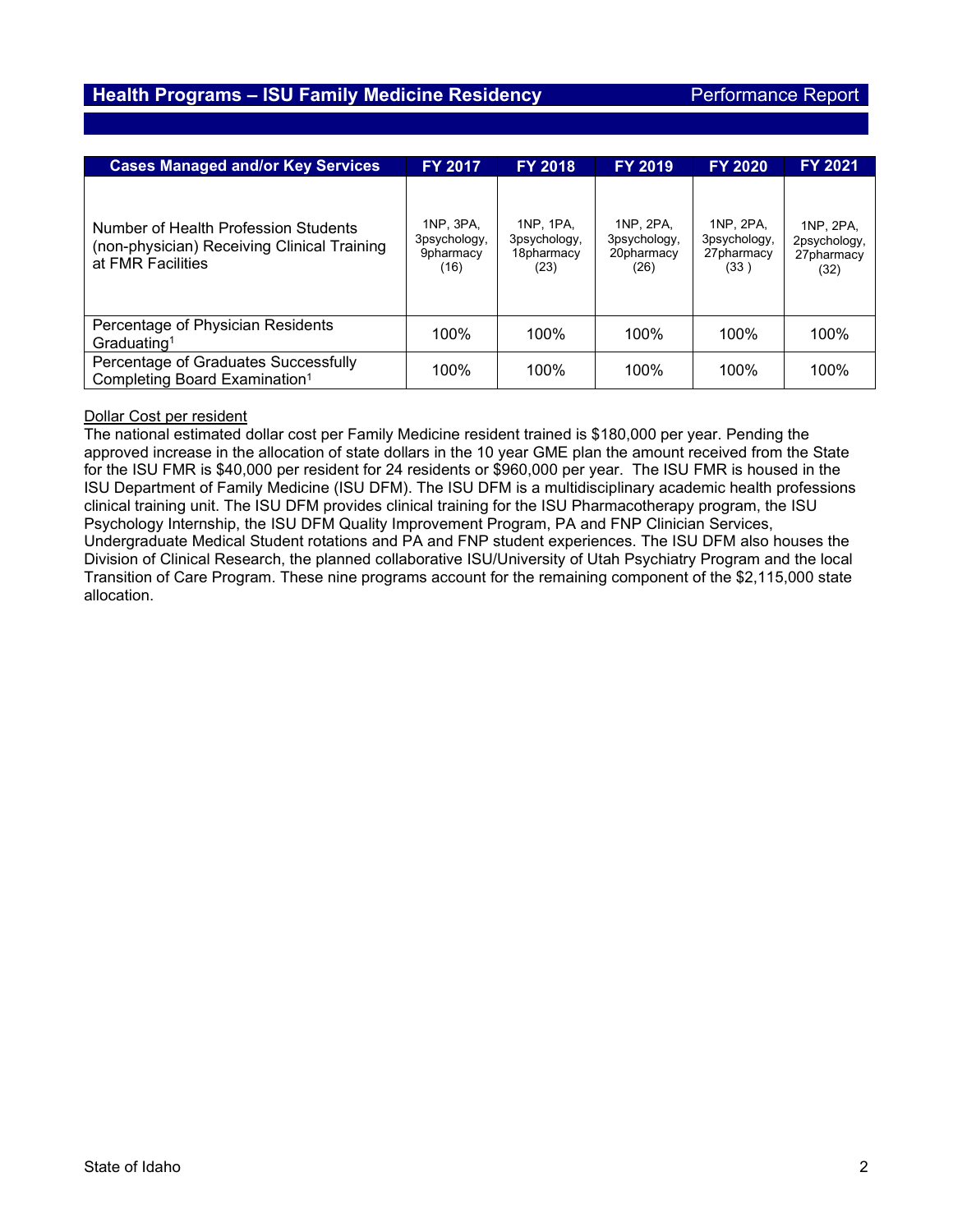## Health Programs – ISU Family Medicine Residency

Performance Report

| Cases Managed and/or Key Services | FY 2017 | FY 2018 | FY 2019 | FY 2020 | FY 2021 |
|---|---|---|---|---|---|
| Number of Health Profession Students (non-physician) Receiving Clinical Training at FMR Facilities | 1NP, 3PA, 3psychology, 9pharmacy (16) | 1NP, 1PA, 3psychology, 18pharmacy (23) | 1NP, 2PA, 3psychology, 20pharmacy (26) | 1NP, 2PA, 3psychology, 27pharmacy (33 ) | 1NP, 2PA, 2psychology, 27pharmacy (32) |
| Percentage of Physician Residents Graduating[1] | 100% | 100% | 100% | 100% | 100% |
| Percentage of Graduates Successfully Completing Board Examination[1] | 100% | 100% | 100% | 100% | 100% |

Dollar Cost per resident

The national estimated dollar cost per Family Medicine resident trained is $180,000 per year. Pending the approved increase in the allocation of state dollars in the 10 year GME plan the amount received from the State for the ISU FMR is $40,000 per resident for 24 residents or $960,000 per year. The ISU FMR is housed in the ISU Department of Family Medicine (ISU DFM). The ISU DFM is a multidisciplinary academic health professions clinical training unit. The ISU DFM provides clinical training for the ISU Pharmacotherapy program, the ISU Psychology Internship, the ISU DFM Quality Improvement Program, PA and FNP Clinician Services, Undergraduate Medical Student rotations and PA and FNP student experiences. The ISU DFM also houses the Division of Clinical Research, the planned collaborative ISU/University of Utah Psychiatry Program and the local Transition of Care Program. These nine programs account for the remaining component of the $2,115,000 state allocation.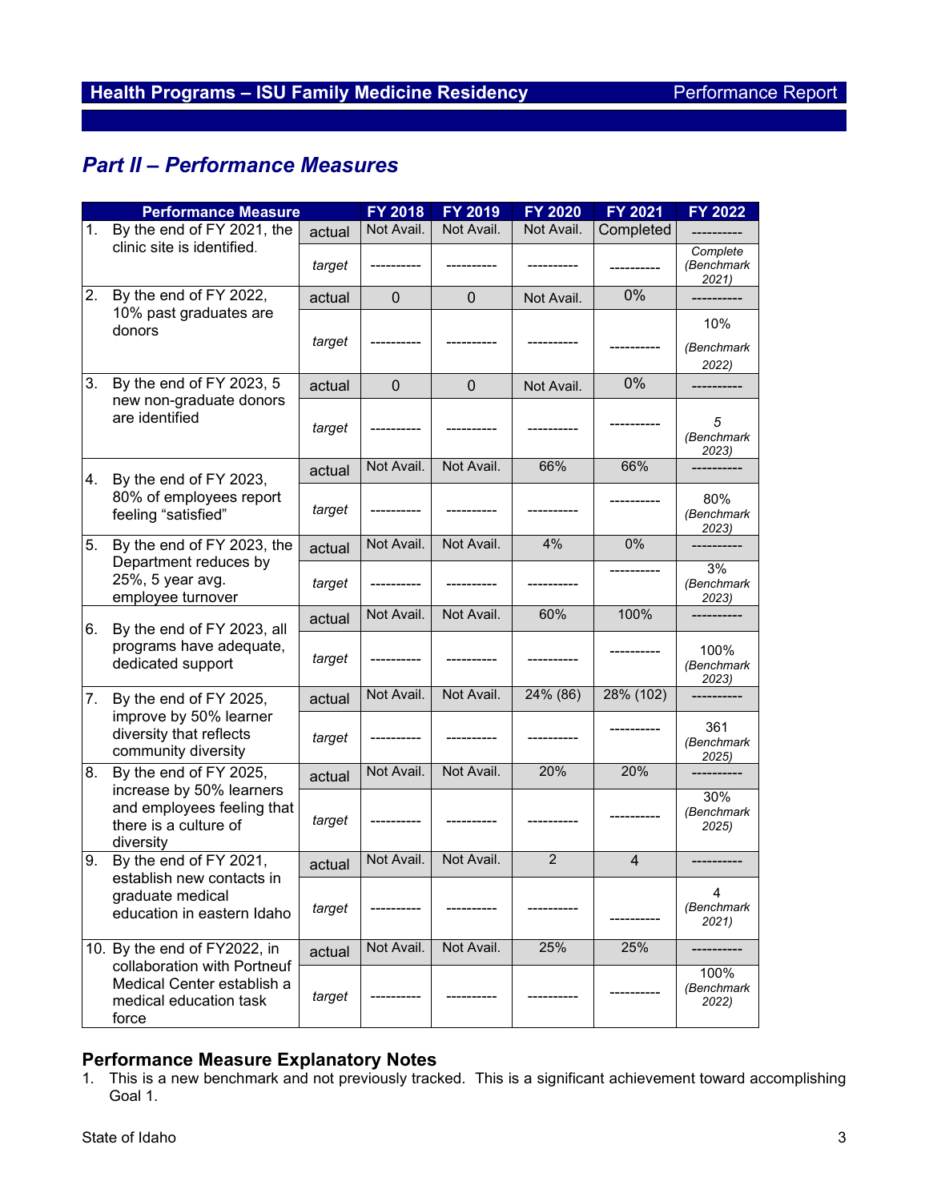## Health Programs – ISU Family Medicine Residency

Performance Report

# Part II – Performance Measures

| Performance Measure | | FY 2018 | FY 2019 | FY 2020 | FY 2021 | FY 2022 |
|---|---|---|---|---|---|---|
| 1. By the end of FY 2021, the clinic site is identified. | actual | Not Avail. | Not Avail. | Not Avail. | Completed | ---------- |
| | *target* | ---------- | ---------- | ---------- | ---------- | *Complete (Benchmark 2021)* |
| 2. By the end of FY 2022, 10% past graduates are donors | actual | 0 | 0 | Not Avail. | 0% | ---------- |
| | *target* | ---------- | ---------- | ---------- | ---------- | 10% *(Benchmark 2022)* |
| 3. By the end of FY 2023, 5 new non-graduate donors are identified | actual | 0 | 0 | Not Avail. | 0% | ---------- |
| | *target* | ---------- | ---------- | ---------- | ---------- | *5 (Benchmark 2023)* |
| 4. By the end of FY 2023, 80% of employees report feeling "satisfied" | actual | Not Avail. | Not Avail. | 66% | 66% | ---------- |
| | *target* | ---------- | ---------- | ---------- | ---------- | 80% *(Benchmark 2023)* |
| 5. By the end of FY 2023, the Department reduces by 25%, 5 year avg. employee turnover | actual | Not Avail. | Not Avail. | 4% | 0% | ---------- |
| | *target* | ---------- | ---------- | ---------- | ---------- | 3% *(Benchmark 2023)* |
| 6. By the end of FY 2023, all programs have adequate, dedicated support | actual | Not Avail. | Not Avail. | 60% | 100% | ---------- |
| | *target* | ---------- | ---------- | ---------- | ---------- | 100% *(Benchmark 2023)* |
| 7. By the end of FY 2025, improve by 50% learner diversity that reflects community diversity | actual | Not Avail. | Not Avail. | 24% (86) | 28% (102) | ---------- |
| | *target* | ---------- | ---------- | ---------- | ---------- | 361 *(Benchmark 2025)* |
| 8. By the end of FY 2025, increase by 50% learners and employees feeling that there is a culture of diversity | actual | Not Avail. | Not Avail. | 20% | 20% | ---------- |
| | *target* | ---------- | ---------- | ---------- | ---------- | 30% *(Benchmark 2025)* |
| 9. By the end of FY 2021, establish new contacts in graduate medical education in eastern Idaho | actual | Not Avail. | Not Avail. | 2 | 4 | ---------- |
| | *target* | ---------- | ---------- | ---------- | ---------- | 4 *(Benchmark 2021)* |
| 10. By the end of FY2022, in collaboration with Portneuf Medical Center establish a medical education task force | actual | Not Avail. | Not Avail. | 25% | 25% | ---------- |
| | *target* | ---------- | ---------- | ---------- | ---------- | 100% *(Benchmark 2022)* |

### Performance Measure Explanatory Notes

1. This is a new benchmark and not previously tracked. This is a significant achievement toward accomplishing Goal 1.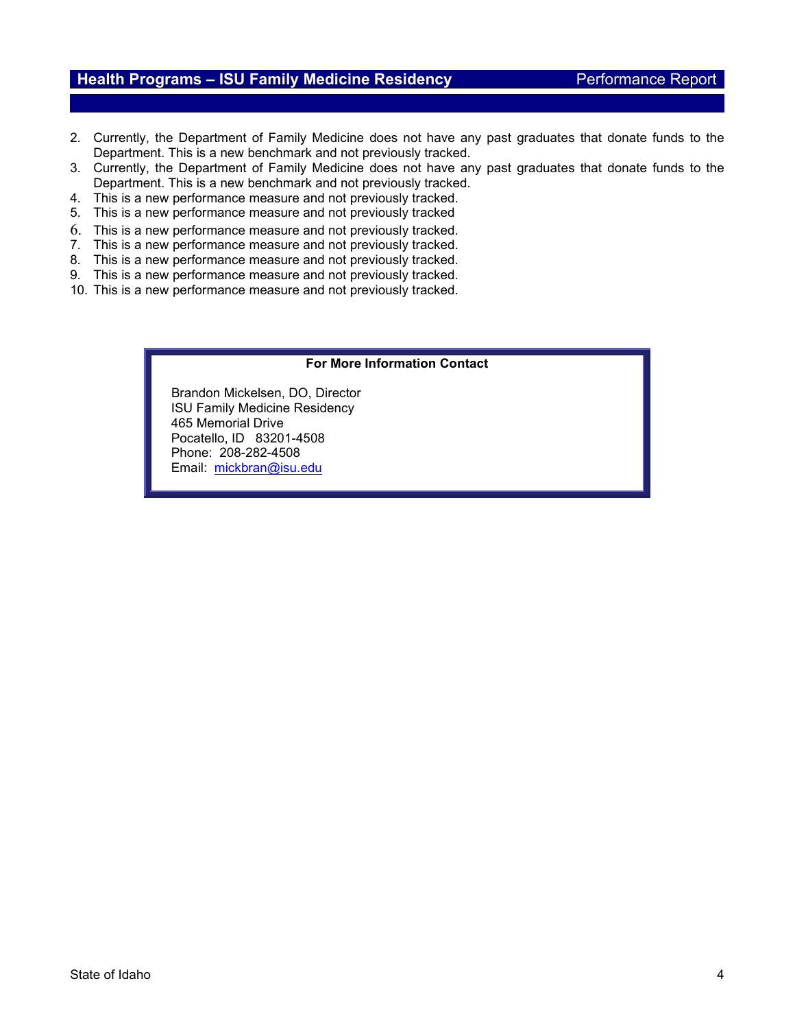2. Currently, the Department of Family Medicine does not have any past graduates that donate funds to the Department. This is a new benchmark and not previously tracked.
3. Currently, the Department of Family Medicine does not have any past graduates that donate funds to the Department. This is a new benchmark and not previously tracked.
4. This is a new performance measure and not previously tracked.
5. This is a new performance measure and not previously tracked
6. This is a new performance measure and not previously tracked.
7. This is a new performance measure and not previously tracked.
8. This is a new performance measure and not previously tracked.
9. This is a new performance measure and not previously tracked.
10. This is a new performance measure and not previously tracked.

**For More Information Contact**

Brandon Mickelsen, DO, Director
ISU Family Medicine Residency
465 Memorial Drive
Pocatello, ID 83201-4508
Phone: 208-282-4508
Email: mickbran@isu.edu